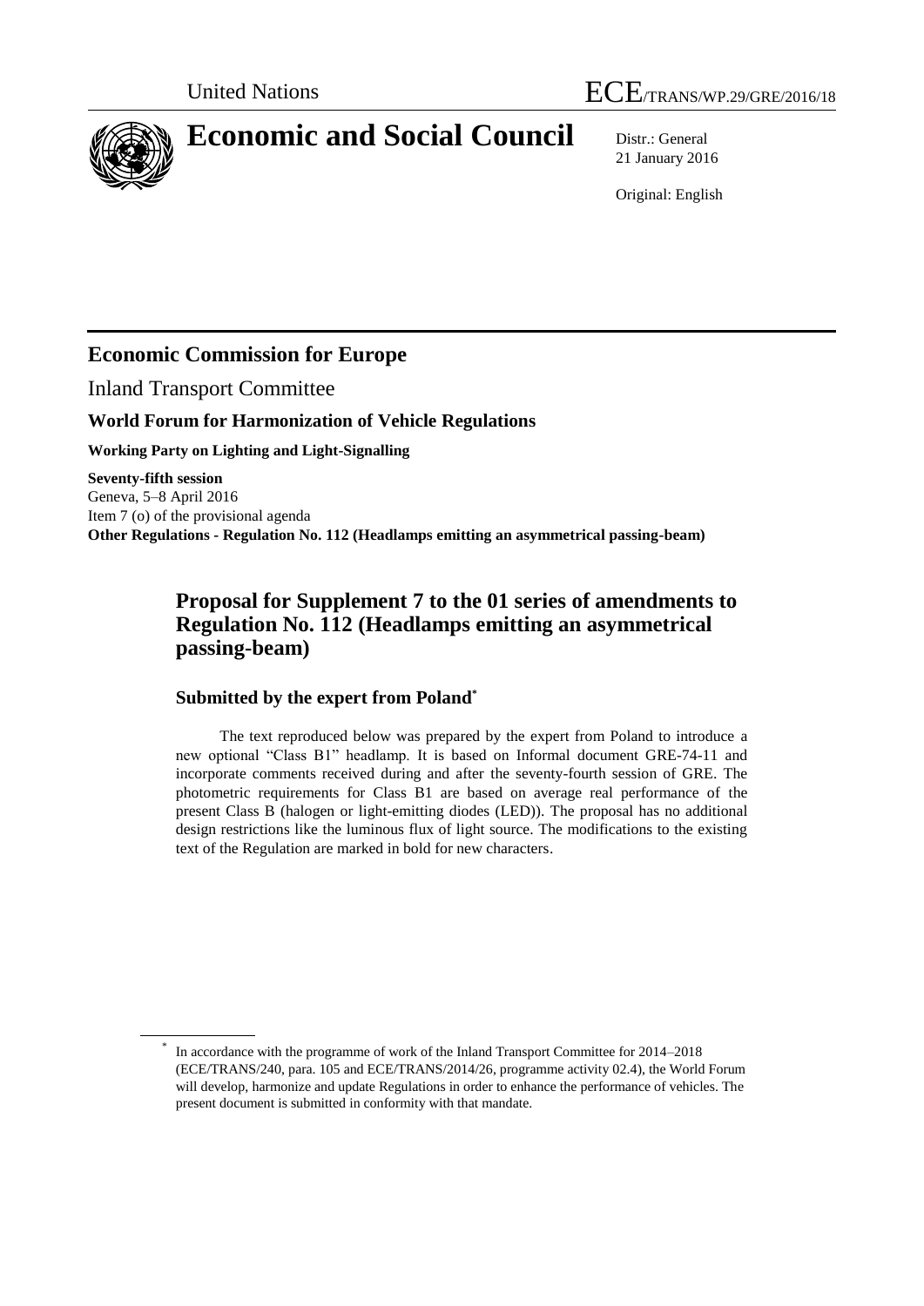United Nations

# ECE/TRANS/WP.29/GRE/2016/18

# Economic and Social Council

Distr.: General
21 January 2016

Original: English

## Economic Commission for Europe

Inland Transport Committee

### World Forum for Harmonization of Vehicle Regulations

**Working Party on Lighting and Light-Signalling**

**Seventy-fifth session**
Geneva, 5–8 April 2016
Item 7 (o) of the provisional agenda
**Other Regulations - Regulation No. 112 (Headlamps emitting an asymmetrical passing-beam)**

## Proposal for Supplement 7 to the 01 series of amendments to Regulation No. 112 (Headlamps emitting an asymmetrical passing-beam)

### Submitted by the expert from Poland*

The text reproduced below was prepared by the expert from Poland to introduce a new optional "Class B1" headlamp. It is based on Informal document GRE-74-11 and incorporate comments received during and after the seventy-fourth session of GRE. The photometric requirements for Class B1 are based on average real performance of the present Class B (halogen or light-emitting diodes (LED)). The proposal has no additional design restrictions like the luminous flux of light source. The modifications to the existing text of the Regulation are marked in bold for new characters.

---

* In accordance with the programme of work of the Inland Transport Committee for 2014–2018 (ECE/TRANS/240, para. 105 and ECE/TRANS/2014/26, programme activity 02.4), the World Forum will develop, harmonize and update Regulations in order to enhance the performance of vehicles. The present document is submitted in conformity with that mandate.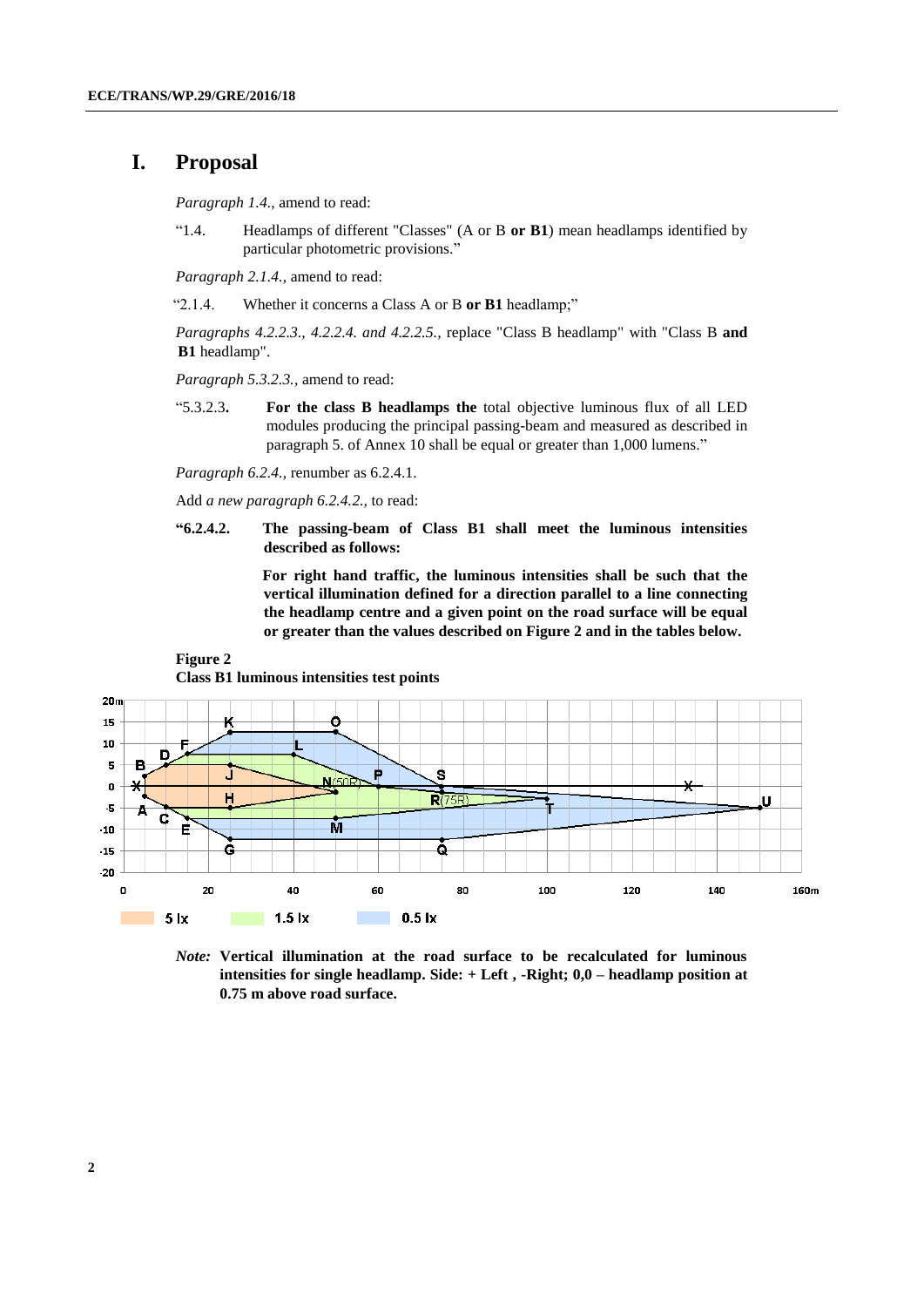# I. Proposal

*Paragraph 1.4.,* amend to read:

"1.4. Headlamps of different "Classes" (A or B **or B1**) mean headlamps identified by particular photometric provisions."

*Paragraph 2.1.4.,* amend to read:

"2.1.4. Whether it concerns a Class A or B **or B1** headlamp;"

*Paragraphs 4.2.2.3., 4.2.2.4. and 4.2.2.5.,* replace "Class B headlamp" with "Class B **and B1** headlamp".

*Paragraph 5.3.2.3.,* amend to read:

"5.3.2.3**.** **For the class B headlamps the** total objective luminous flux of all LED modules producing the principal passing-beam and measured as described in paragraph 5. of Annex 10 shall be equal or greater than 1,000 lumens."

*Paragraph 6.2.4.,* renumber as 6.2.4.1.

Add *a new paragraph 6.2.4.2.,* to read:

**"6.2.4.2. The passing-beam of Class B1 shall meet the luminous intensities described as follows:**

**For right hand traffic, the luminous intensities shall be such that the vertical illumination defined for a direction parallel to a line connecting the headlamp centre and a given point on the road surface will be equal or greater than the values described on Figure 2 and in the tables below.**

**Figure 2**
**Class B1 luminous intensities test points**

*Note:* **Vertical illumination at the road surface to be recalculated for luminous intensities for single headlamp. Side: + Left , -Right; 0,0 – headlamp position at 0.75 m above road surface.**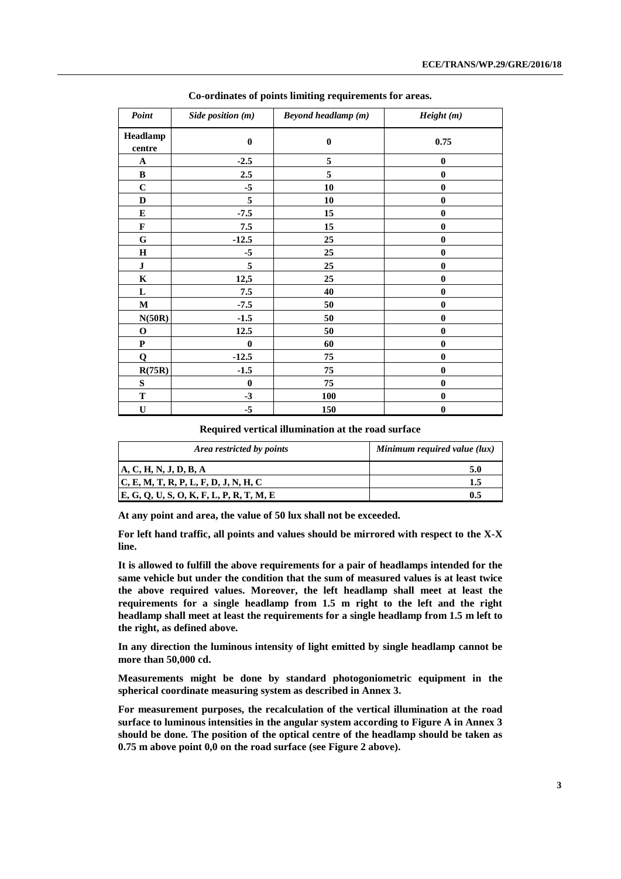**Co-ordinates of points limiting requirements for areas.**

| *Point* | *Side position (m)* | *Beyond headlamp (m)* | *Height (m)* |
|---|---|---|---|
| **Headlamp centre** | **0** | **0** | **0.75** |
| **A** | **-2.5** | **5** | **0** |
| **B** | **2.5** | **5** | **0** |
| **C** | **-5** | **10** | **0** |
| **D** | **5** | **10** | **0** |
| **E** | **-7.5** | **15** | **0** |
| **F** | **7.5** | **15** | **0** |
| **G** | **-12.5** | **25** | **0** |
| **H** | **-5** | **25** | **0** |
| **J** | **5** | **25** | **0** |
| **K** | **12,5** | **25** | **0** |
| **L** | **7.5** | **40** | **0** |
| **M** | **-7.5** | **50** | **0** |
| **N(50R)** | **-1.5** | **50** | **0** |
| **O** | **12.5** | **50** | **0** |
| **P** | **0** | **60** | **0** |
| **Q** | **-12.5** | **75** | **0** |
| **R(75R)** | **-1.5** | **75** | **0** |
| **S** | **0** | **75** | **0** |
| **T** | **-3** | **100** | **0** |
| **U** | **-5** | **150** | **0** |

**Required vertical illumination at the road surface**

| *Area restricted by points* | *Minimum required value (lux)* |
|---|---|
| **A, C, H, N, J, D, B, A** | **5.0** |
| **C, E, M, T, R, P, L, F, D, J, N, H, C** | **1.5** |
| **E, G, Q, U, S, O, K, F, L, P, R, T, M, E** | **0.5** |

**At any point and area, the value of 50 lux shall not be exceeded.**

**For left hand traffic, all points and values should be mirrored with respect to the X-X line.**

**It is allowed to fulfill the above requirements for a pair of headlamps intended for the same vehicle but under the condition that the sum of measured values is at least twice the above required values. Moreover, the left headlamp shall meet at least the requirements for a single headlamp from 1.5 m right to the left and the right headlamp shall meet at least the requirements for a single headlamp from 1.5 m left to the right, as defined above.**

**In any direction the luminous intensity of light emitted by single headlamp cannot be more than 50,000 cd.**

**Measurements might be done by standard photogoniometric equipment in the spherical coordinate measuring system as described in Annex 3.**

**For measurement purposes, the recalculation of the vertical illumination at the road surface to luminous intensities in the angular system according to Figure A in Annex 3 should be done. The position of the optical centre of the headlamp should be taken as 0.75 m above point 0,0 on the road surface (see Figure 2 above).**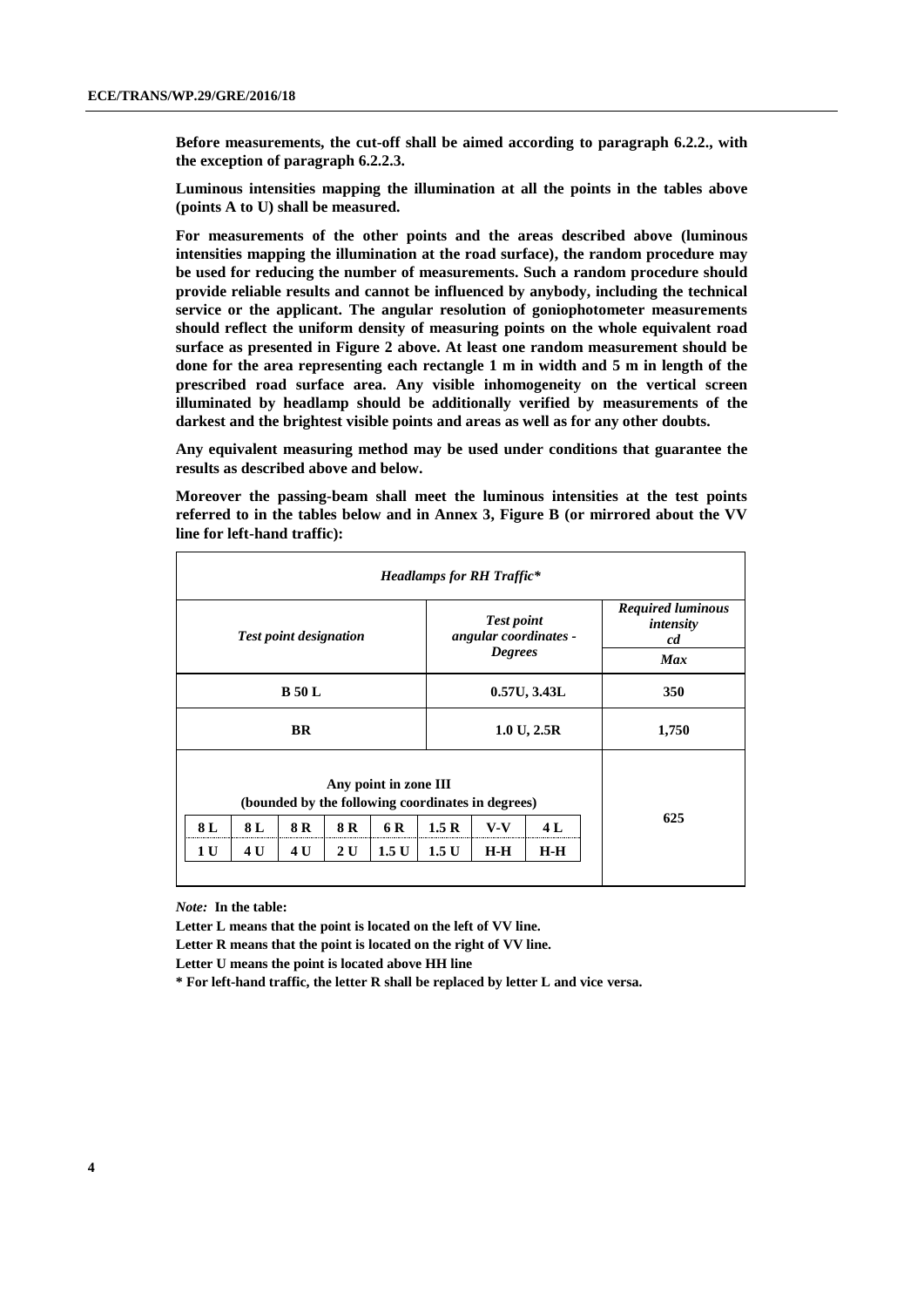**Before measurements, the cut-off shall be aimed according to paragraph 6.2.2., with the exception of paragraph 6.2.2.3.**

**Luminous intensities mapping the illumination at all the points in the tables above (points A to U) shall be measured.**

**For measurements of the other points and the areas described above (luminous intensities mapping the illumination at the road surface), the random procedure may be used for reducing the number of measurements. Such a random procedure should provide reliable results and cannot be influenced by anybody, including the technical service or the applicant. The angular resolution of goniophotometer measurements should reflect the uniform density of measuring points on the whole equivalent road surface as presented in Figure 2 above. At least one random measurement should be done for the area representing each rectangle 1 m in width and 5 m in length of the prescribed road surface area. Any visible inhomogeneity on the vertical screen illuminated by headlamp should be additionally verified by measurements of the darkest and the brightest visible points and areas as well as for any other doubts.**

**Any equivalent measuring method may be used under conditions that guarantee the results as described above and below.**

**Moreover the passing-beam shall meet the luminous intensities at the test points referred to in the tables below and in Annex 3, Figure B (or mirrored about the VV line for left-hand traffic):**

| ***Headlamps for RH Traffic**** | | |
|---|---|---|
| ***Test point designation*** | ***Test point angular coordinates - Degrees*** | ***Required luminous intensity cd*** |
| | | ***Max*** |
| **B 50 L** | **0.57U, 3.43L** | **350** |
| **BR** | **1.0 U, 2.5R** | **1,750** |
| **Any point in zone III (bounded by the following coordinates in degrees)**<br>**8 L, 1 U / 8 L, 4 U / 8 R, 4 U / 8 R, 2 U / 6 R, 1.5 U / 1.5 R, 1.5 U / V-V, H-H / 4 L, H-H** | | **625** |

*Note:* **In the table:**

**Letter L means that the point is located on the left of VV line.**

**Letter R means that the point is located on the right of VV line.**

**Letter U means the point is located above HH line**

**\* For left-hand traffic, the letter R shall be replaced by letter L and vice versa.**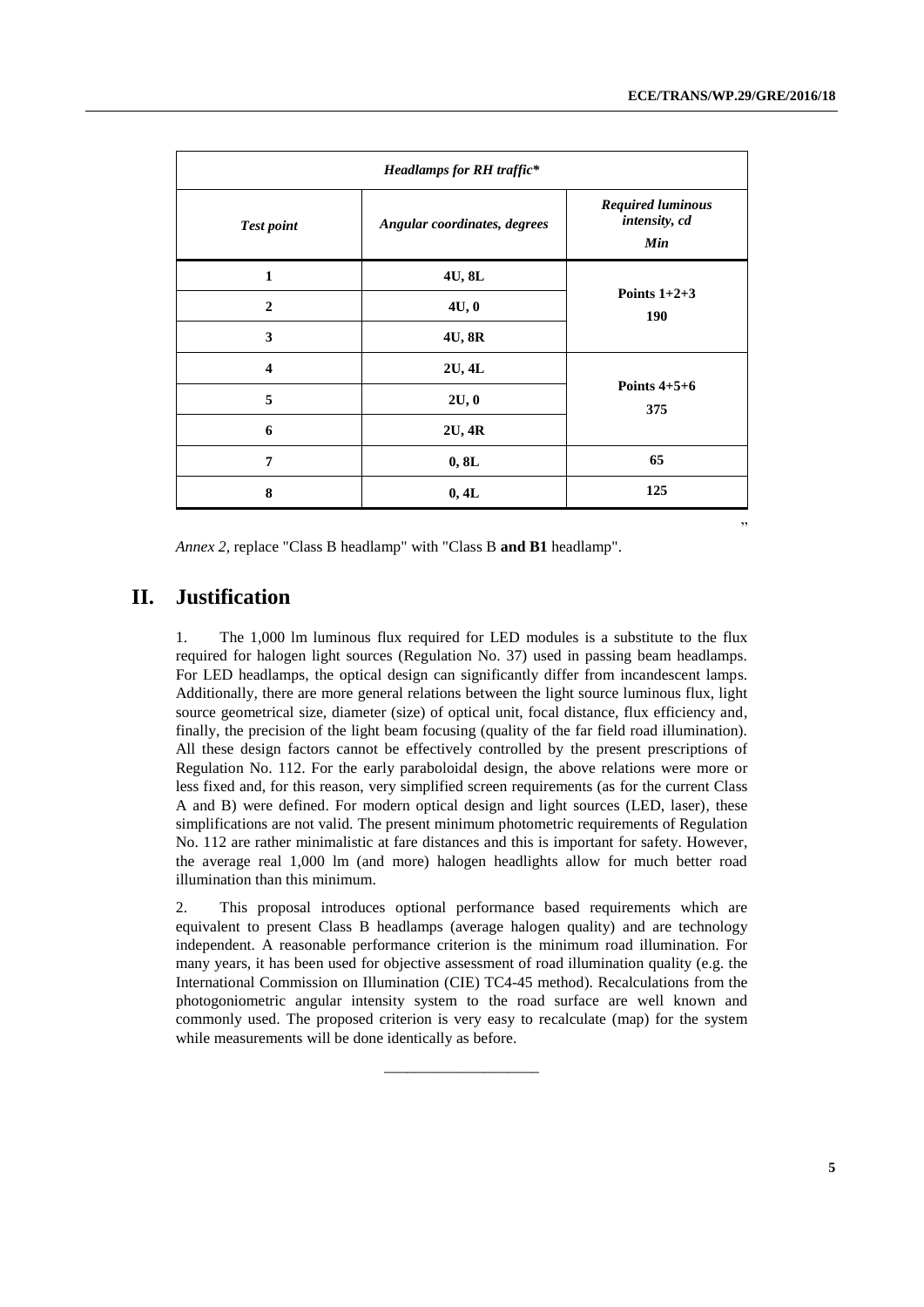| *Headlamps for RH traffic** | | |
|---|---|---|
| ***Test point*** | ***Angular coordinates, degrees*** | ***Required luminous intensity, cd*** ***Min*** |
| **1** | **4U, 8L** | **Points 1+2+3** **190** |
| **2** | **4U, 0** | |
| **3** | **4U, 8R** | |
| **4** | **2U, 4L** | **Points 4+5+6** **375** |
| **5** | **2U, 0** | |
| **6** | **2U, 4R** | |
| **7** | **0, 8L** | **65** |
| **8** | **0, 4L** | **125** |

"

*Annex 2,* replace "Class B headlamp" with "Class B **and B1** headlamp".

## II. Justification

1. The 1,000 lm luminous flux required for LED modules is a substitute to the flux required for halogen light sources (Regulation No. 37) used in passing beam headlamps. For LED headlamps, the optical design can significantly differ from incandescent lamps. Additionally, there are more general relations between the light source luminous flux, light source geometrical size, diameter (size) of optical unit, focal distance, flux efficiency and, finally, the precision of the light beam focusing (quality of the far field road illumination). All these design factors cannot be effectively controlled by the present prescriptions of Regulation No. 112. For the early paraboloidal design, the above relations were more or less fixed and, for this reason, very simplified screen requirements (as for the current Class A and B) were defined. For modern optical design and light sources (LED, laser), these simplifications are not valid. The present minimum photometric requirements of Regulation No. 112 are rather minimalistic at fare distances and this is important for safety. However, the average real 1,000 lm (and more) halogen headlights allow for much better road illumination than this minimum.

2. This proposal introduces optional performance based requirements which are equivalent to present Class B headlamps (average halogen quality) and are technology independent. A reasonable performance criterion is the minimum road illumination. For many years, it has been used for objective assessment of road illumination quality (e.g. the International Commission on Illumination (CIE) TC4-45 method). Recalculations from the photogoniometric angular intensity system to the road surface are well known and commonly used. The proposed criterion is very easy to recalculate (map) for the system while measurements will be done identically as before.